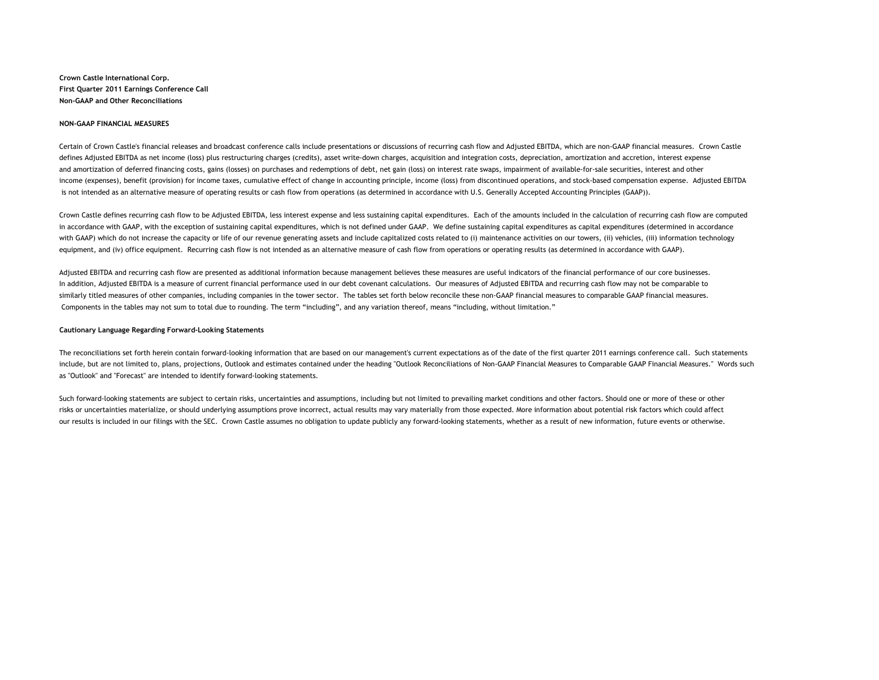**Crown Castle International Corp.**
**First Quarter 2011 Earnings Conference Call**
**Non-GAAP and Other Reconciliations**

**NON-GAAP FINANCIAL MEASURES**

Certain of Crown Castle's financial releases and broadcast conference calls include presentations or discussions of recurring cash flow and Adjusted EBITDA, which are non-GAAP financial measures. Crown Castle defines Adjusted EBITDA as net income (loss) plus restructuring charges (credits), asset write-down charges, acquisition and integration costs, depreciation, amortization and accretion, interest expense and amortization of deferred financing costs, gains (losses) on purchases and redemptions of debt, net gain (loss) on interest rate swaps, impairment of available-for-sale securities, interest and other income (expenses), benefit (provision) for income taxes, cumulative effect of change in accounting principle, income (loss) from discontinued operations, and stock-based compensation expense. Adjusted EBITDA is not intended as an alternative measure of operating results or cash flow from operations (as determined in accordance with U.S. Generally Accepted Accounting Principles (GAAP)).

Crown Castle defines recurring cash flow to be Adjusted EBITDA, less interest expense and less sustaining capital expenditures. Each of the amounts included in the calculation of recurring cash flow are computed in accordance with GAAP, with the exception of sustaining capital expenditures, which is not defined under GAAP. We define sustaining capital expenditures as capital expenditures (determined in accordance with GAAP) which do not increase the capacity or life of our revenue generating assets and include capitalized costs related to (i) maintenance activities on our towers, (ii) vehicles, (iii) information technology equipment, and (iv) office equipment. Recurring cash flow is not intended as an alternative measure of cash flow from operations or operating results (as determined in accordance with GAAP).

Adjusted EBITDA and recurring cash flow are presented as additional information because management believes these measures are useful indicators of the financial performance of our core businesses. In addition, Adjusted EBITDA is a measure of current financial performance used in our debt covenant calculations. Our measures of Adjusted EBITDA and recurring cash flow may not be comparable to similarly titled measures of other companies, including companies in the tower sector. The tables set forth below reconcile these non-GAAP financial measures to comparable GAAP financial measures. Components in the tables may not sum to total due to rounding. The term "including", and any variation thereof, means "including, without limitation."

**Cautionary Language Regarding Forward-Looking Statements**

The reconciliations set forth herein contain forward-looking information that are based on our management's current expectations as of the date of the first quarter 2011 earnings conference call. Such statements include, but are not limited to, plans, projections, Outlook and estimates contained under the heading "Outlook Reconciliations of Non-GAAP Financial Measures to Comparable GAAP Financial Measures." Words such as "Outlook" and "Forecast" are intended to identify forward-looking statements.

Such forward-looking statements are subject to certain risks, uncertainties and assumptions, including but not limited to prevailing market conditions and other factors. Should one or more of these or other risks or uncertainties materialize, or should underlying assumptions prove incorrect, actual results may vary materially from those expected. More information about potential risk factors which could affect our results is included in our filings with the SEC. Crown Castle assumes no obligation to update publicly any forward-looking statements, whether as a result of new information, future events or otherwise.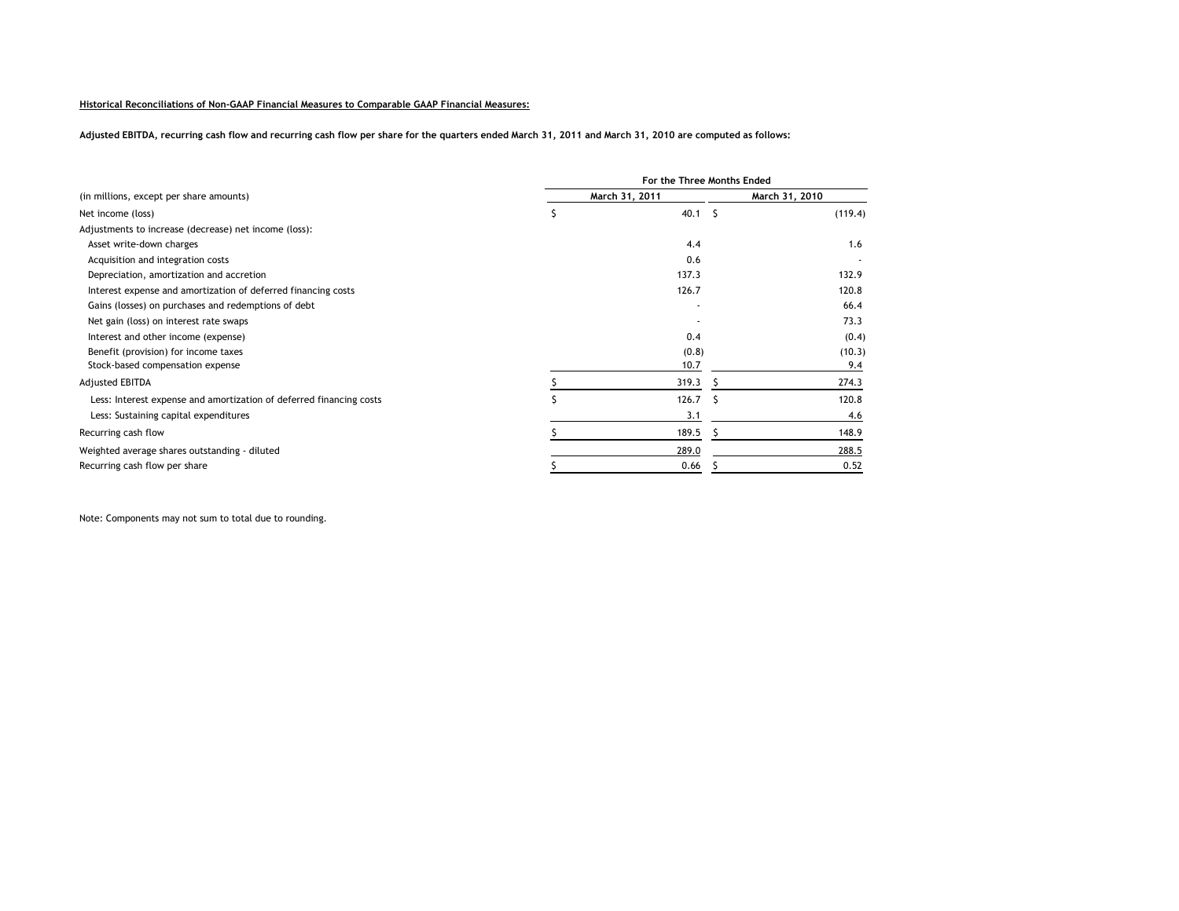**Historical Reconciliations of Non-GAAP Financial Measures to Comparable GAAP Financial Measures:**

**Adjusted EBITDA, recurring cash flow and recurring cash flow per share for the quarters ended March 31, 2011 and March 31, 2010 are computed as follows:**

| | For the Three Months Ended | |
|---|---|---|
| (in millions, except per share amounts) | March 31, 2011 | March 31, 2010 |
| Net income (loss) | $ 40.1 | $ (119.4) |
| Adjustments to increase (decrease) net income (loss): | | |
| Asset write-down charges | 4.4 | 1.6 |
| Acquisition and integration costs | 0.6 | - |
| Depreciation, amortization and accretion | 137.3 | 132.9 |
| Interest expense and amortization of deferred financing costs | 126.7 | 120.8 |
| Gains (losses) on purchases and redemptions of debt | - | 66.4 |
| Net gain (loss) on interest rate swaps | - | 73.3 |
| Interest and other income (expense) | 0.4 | (0.4) |
| Benefit (provision) for income taxes | (0.8) | (10.3) |
| Stock-based compensation expense | 10.7 | 9.4 |
| Adjusted EBITDA | $ 319.3 | $ 274.3 |
| Less: Interest expense and amortization of deferred financing costs | $ 126.7 | $ 120.8 |
| Less: Sustaining capital expenditures | 3.1 | 4.6 |
| Recurring cash flow | $ 189.5 | $ 148.9 |
| Weighted average shares outstanding - diluted | 289.0 | 288.5 |
| Recurring cash flow per share | $ 0.66 | $ 0.52 |

Note: Components may not sum to total due to rounding.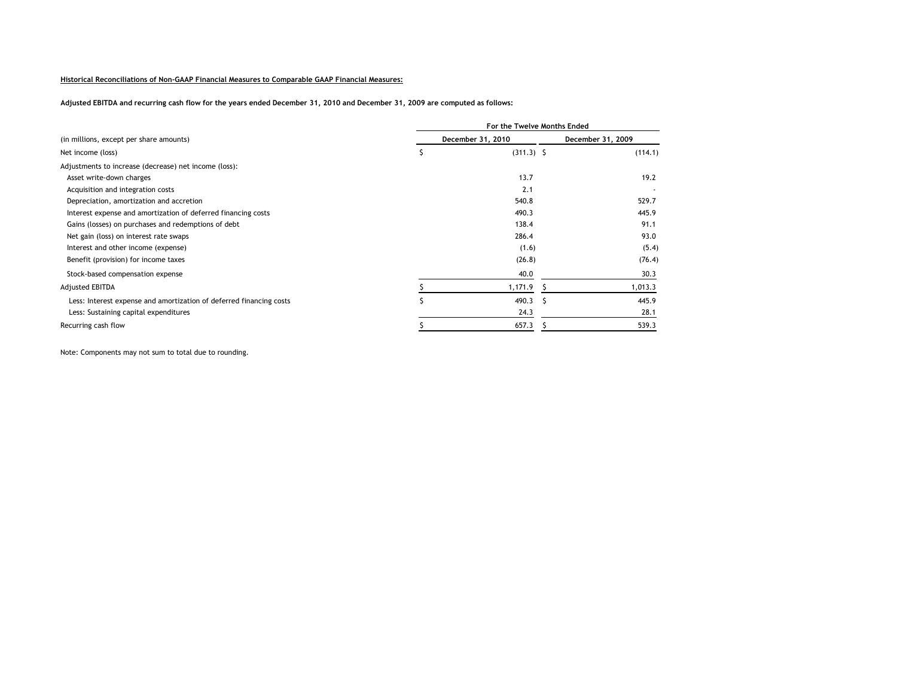**Historical Reconciliations of Non-GAAP Financial Measures to Comparable GAAP Financial Measures:**

**Adjusted EBITDA and recurring cash flow for the years ended December 31, 2010 and December 31, 2009 are computed as follows:**

| | For the Twelve Months Ended | |
|---|---|---|
| (in millions, except per share amounts) | December 31, 2010 | December 31, 2009 |
| Net income (loss) | $ (311.3) | $ (114.1) |
| Adjustments to increase (decrease) net income (loss): | | |
| Asset write-down charges | 13.7 | 19.2 |
| Acquisition and integration costs | 2.1 | - |
| Depreciation, amortization and accretion | 540.8 | 529.7 |
| Interest expense and amortization of deferred financing costs | 490.3 | 445.9 |
| Gains (losses) on purchases and redemptions of debt | 138.4 | 91.1 |
| Net gain (loss) on interest rate swaps | 286.4 | 93.0 |
| Interest and other income (expense) | (1.6) | (5.4) |
| Benefit (provision) for income taxes | (26.8) | (76.4) |
| Stock-based compensation expense | 40.0 | 30.3 |
| Adjusted EBITDA | $ 1,171.9 | $ 1,013.3 |
| Less: Interest expense and amortization of deferred financing costs | $ 490.3 | $ 445.9 |
| Less: Sustaining capital expenditures | 24.3 | 28.1 |
| Recurring cash flow | $ 657.3 | $ 539.3 |

Note: Components may not sum to total due to rounding.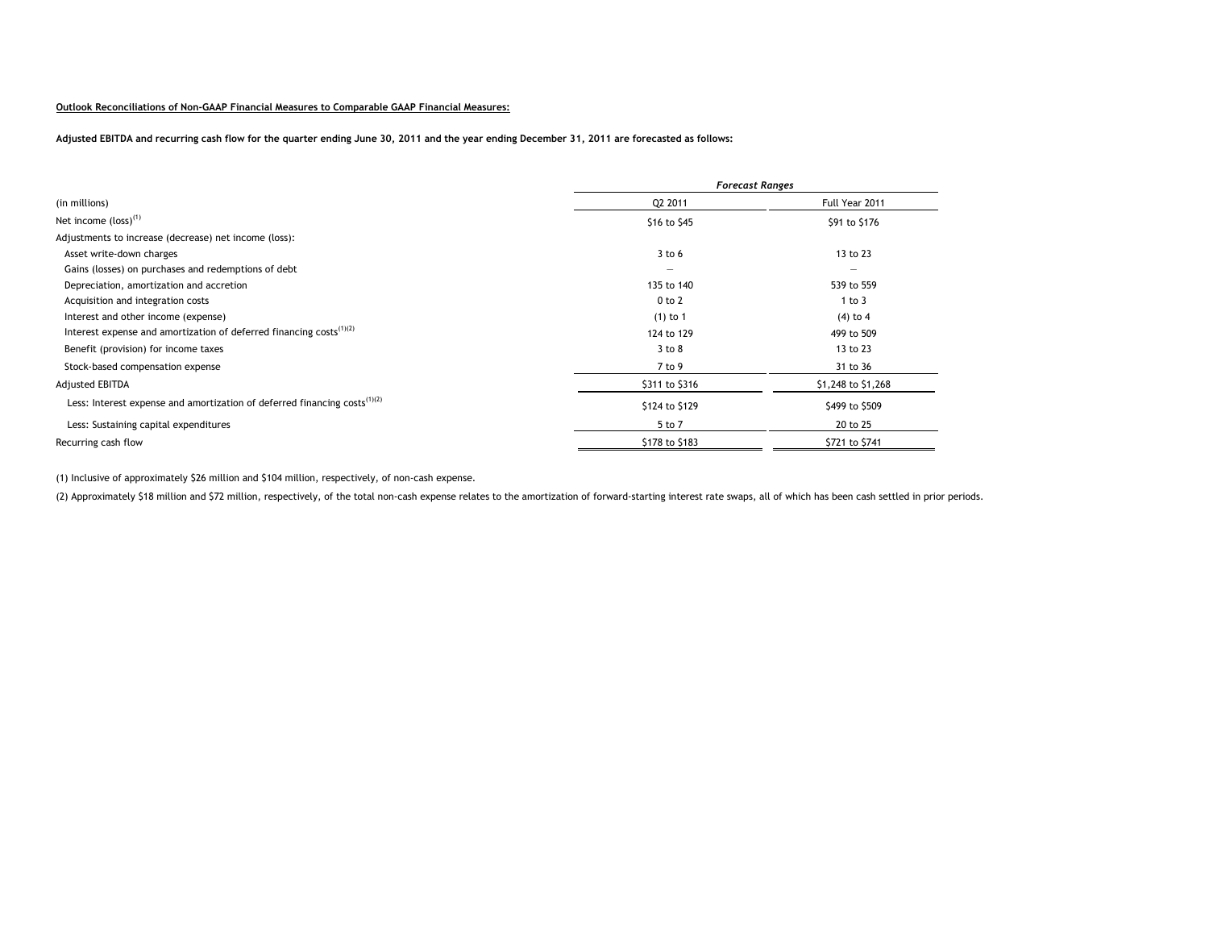**Outlook Reconciliations of Non-GAAP Financial Measures to Comparable GAAP Financial Measures:**

**Adjusted EBITDA and recurring cash flow for the quarter ending June 30, 2011 and the year ending December 31, 2011 are forecasted as follows:**

| | *Forecast Ranges* | |
|---|---|---|
| (in millions) | Q2 2011 | Full Year 2011 |
| Net income (loss)[1] | \$16 to \$45 | \$91 to \$176 |
| Adjustments to increase (decrease) net income (loss): | | |
| Asset write-down charges | 3 to 6 | 13 to 23 |
| Gains (losses) on purchases and redemptions of debt | — | — |
| Depreciation, amortization and accretion | 135 to 140 | 539 to 559 |
| Acquisition and integration costs | 0 to 2 | 1 to 3 |
| Interest and other income (expense) | (1) to 1 | (4) to 4 |
| Interest expense and amortization of deferred financing costs[1][2] | 124 to 129 | 499 to 509 |
| Benefit (provision) for income taxes | 3 to 8 | 13 to 23 |
| Stock-based compensation expense | 7 to 9 | 31 to 36 |
| Adjusted EBITDA | \$311 to \$316 | \$1,248 to \$1,268 |
| Less: Interest expense and amortization of deferred financing costs[1][2] | \$124 to \$129 | \$499 to \$509 |
| Less: Sustaining capital expenditures | 5 to 7 | 20 to 25 |
| Recurring cash flow | \$178 to \$183 | \$721 to \$741 |

(1) Inclusive of approximately \$26 million and \$104 million, respectively, of non-cash expense.

(2) Approximately \$18 million and \$72 million, respectively, of the total non-cash expense relates to the amortization of forward-starting interest rate swaps, all of which has been cash settled in prior periods.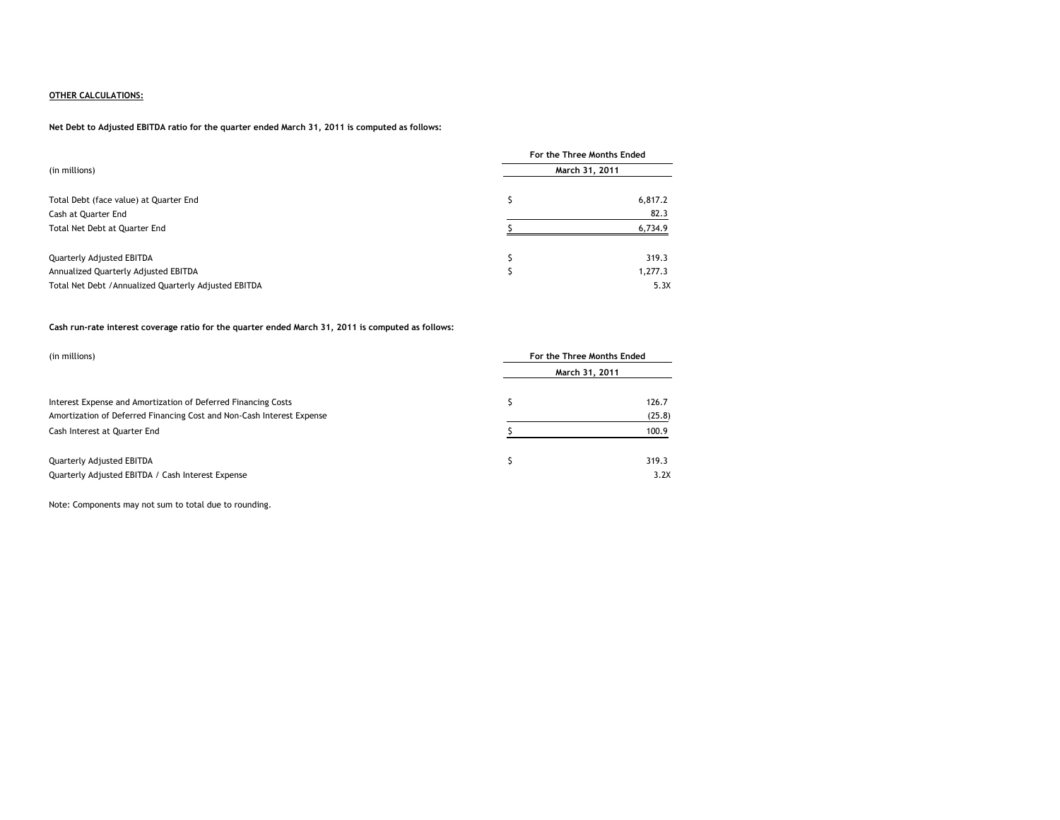**OTHER CALCULATIONS:**

**Net Debt to Adjusted EBITDA ratio for the quarter ended March 31, 2011 is computed as follows:**

| (in millions) | | For the Three Months Ended March 31, 2011 |
|---|---|---|
| Total Debt (face value) at Quarter End | $ | 6,817.2 |
| Cash at Quarter End | | 82.3 |
| Total Net Debt at Quarter End | $ | 6,734.9 |
| | | |
| Quarterly Adjusted EBITDA | $ | 319.3 |
| Annualized Quarterly Adjusted EBITDA | $ | 1,277.3 |
| Total Net Debt / Annualized Quarterly Adjusted EBITDA | | 5.3X |

**Cash run-rate interest coverage ratio for the quarter ended March 31, 2011 is computed as follows:**

| (in millions) | | For the Three Months Ended March 31, 2011 |
|---|---|---|
| Interest Expense and Amortization of Deferred Financing Costs | $ | 126.7 |
| Amortization of Deferred Financing Cost and Non-Cash Interest Expense | | (25.8) |
| Cash Interest at Quarter End | $ | 100.9 |
| | | |
| Quarterly Adjusted EBITDA | $ | 319.3 |
| Quarterly Adjusted EBITDA / Cash Interest Expense | | 3.2X |

Note: Components may not sum to total due to rounding.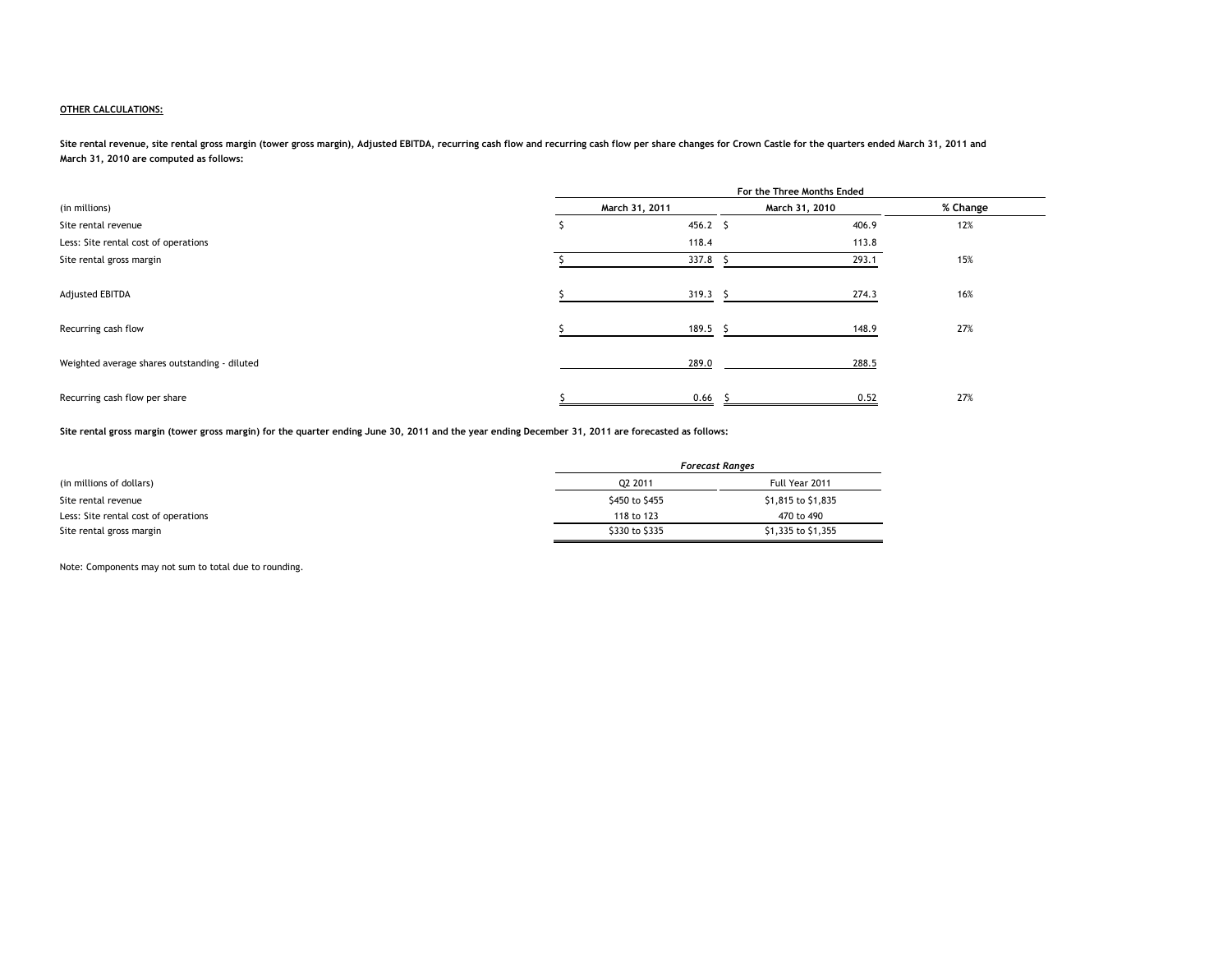**OTHER CALCULATIONS:**

**Site rental revenue, site rental gross margin (tower gross margin), Adjusted EBITDA, recurring cash flow and recurring cash flow per share changes for Crown Castle for the quarters ended March 31, 2011 and March 31, 2010 are computed as follows:**

| | For the Three Months Ended | | |
|---|---|---|---|
| (in millions) | March 31, 2011 | March 31, 2010 | % Change |
| Site rental revenue | $ 456.2 | $ 406.9 | 12% |
| Less: Site rental cost of operations | 118.4 | 113.8 | |
| Site rental gross margin | $ 337.8 | $ 293.1 | 15% |
| Adjusted EBITDA | $ 319.3 | $ 274.3 | 16% |
| Recurring cash flow | $ 189.5 | $ 148.9 | 27% |
| Weighted average shares outstanding - diluted | 289.0 | 288.5 | |
| Recurring cash flow per share | $ 0.66 | $ 0.52 | 27% |

**Site rental gross margin (tower gross margin) for the quarter ending June 30, 2011 and the year ending December 31, 2011 are forecasted as follows:**

| | *Forecast Ranges* | |
|---|---|---|
| (in millions of dollars) | Q2 2011 | Full Year 2011 |
| Site rental revenue | $450 to $455 | $1,815 to $1,835 |
| Less: Site rental cost of operations | 118 to 123 | 470 to 490 |
| Site rental gross margin | $330 to $335 | $1,335 to $1,355 |

Note: Components may not sum to total due to rounding.